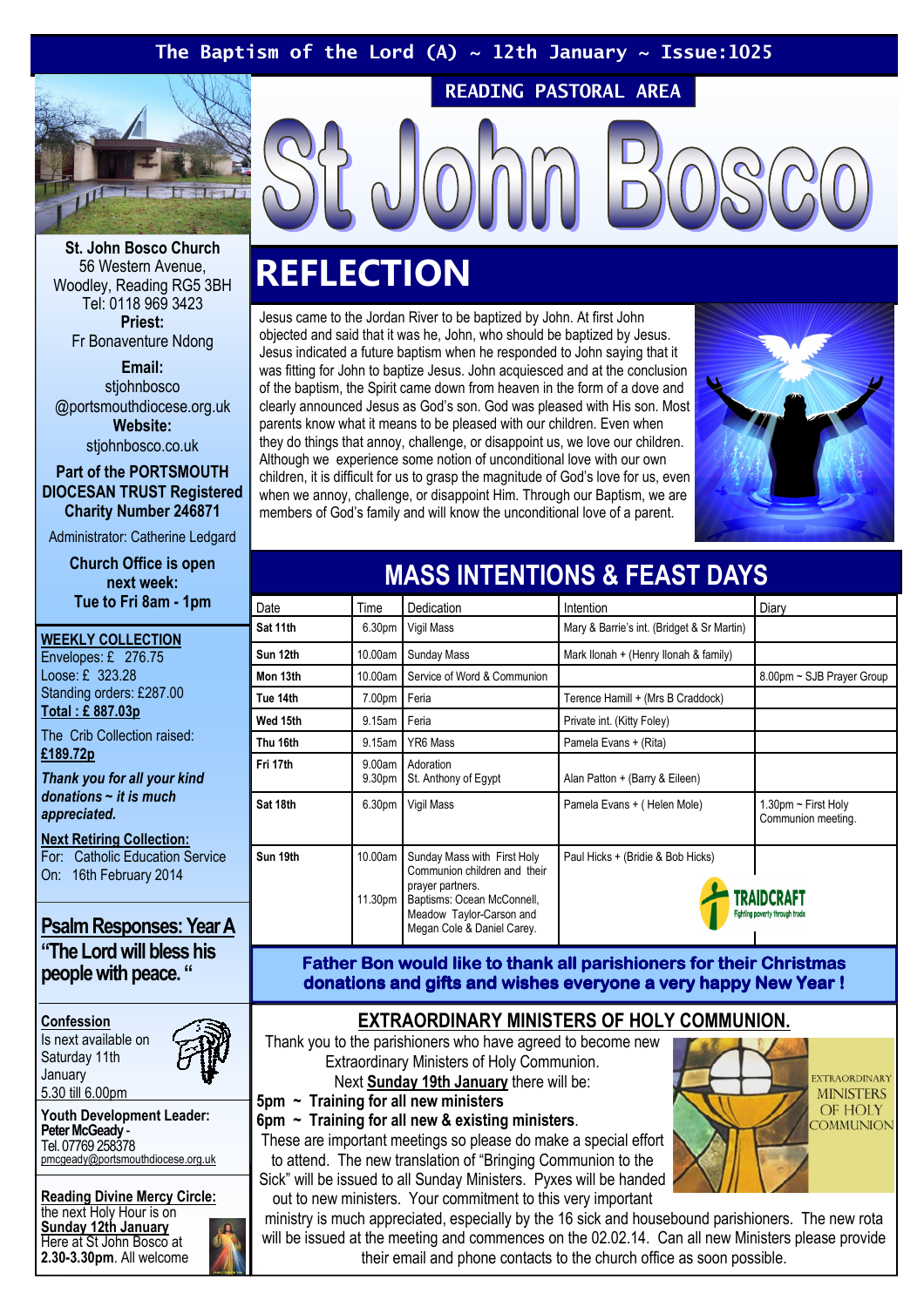The Baptism of the Lord (A) ~ 12th January ~ Issue:1025

READING PASTORAL AREA

# St John Bosco

**St. John Bosco Church**
56 Western Avenue,
Woodley, Reading RG5 3BH
Tel: 0118 969 3423

**Priest:**
Fr Bonaventure Ndong

**Email:**
stjohnbosco
@portsmouthdiocese.org.uk

**Website:**
stjohnbosco.co.uk

**Part of the PORTSMOUTH DIOCESAN TRUST Registered Charity Number 246871**

Administrator: Catherine Ledgard

**Church Office is open next week: Tue to Fri 8am - 1pm**

**WEEKLY COLLECTION**
Envelopes: £ 276.75
Loose: £ 323.28
Standing orders: £287.00
**Total : £ 887.03p**

The Crib Collection raised: **£189.72p**

***Thank you for all your kind donations ~ it is much appreciated.***

**Next Retiring Collection:**
For: Catholic Education Service
On: 16th February 2014

## Psalm Responses: Year A

**"The Lord will bless his people with peace. "**

**Confession**
Is next available on Saturday 11th January
5.30 till 6.00pm

**Youth Development Leader:**
**Peter McGeady** -
Tel. 07769 258378
pmcgeady@portsmouthdiocese.org.uk

**Reading Divine Mercy Circle:**
the next Holy Hour is on **Sunday 12th January**
Here at St John Bosco at **2.30-3.30pm**. All welcome

## REFLECTION

Jesus came to the Jordan River to be baptized by John. At first John objected and said that it was he, John, who should be baptized by Jesus. Jesus indicated a future baptism when he responded to John saying that it was fitting for John to baptize Jesus. John acquiesced and at the conclusion of the baptism, the Spirit came down from heaven in the form of a dove and clearly announced Jesus as God's son. God was pleased with His son. Most parents know what it means to be pleased with our children. Even when they do things that annoy, challenge, or disappoint us, we love our children. Although we experience some notion of unconditional love with our own children, it is difficult for us to grasp the magnitude of God's love for us, even when we annoy, challenge, or disappoint Him. Through our Baptism, we are members of God's family and will know the unconditional love of a parent.

## MASS INTENTIONS & FEAST DAYS

| Date | Time | Dedication | Intention | Diary |
|---|---|---|---|---|
| **Sat 11th** | 6.30pm | Vigil Mass | Mary & Barrie's int. (Bridget & Sr Martin) | |
| **Sun 12th** | 10.00am | Sunday Mass | Mark Ilonah + (Henry Ilonah & family) | |
| **Mon 13th** | 10.00am | Service of Word & Communion | | 8.00pm ~ SJB Prayer Group |
| **Tue 14th** | 7.00pm | Feria | Terence Hamill + (Mrs B Craddock) | |
| **Wed 15th** | 9.15am | Feria | Private int. (Kitty Foley) | |
| **Thu 16th** | 9.15am | YR6 Mass | Pamela Evans + (Rita) | |
| **Fri 17th** | 9.00am<br>9.30pm | Adoration<br>St. Anthony of Egypt | Alan Patton + (Barry & Eileen) | |
| **Sat 18th** | 6.30pm | Vigil Mass | Pamela Evans + ( Helen Mole) | 1.30pm ~ First Holy Communion meeting. |
| **Sun 19th** | 10.00am<br>11.30pm | Sunday Mass with First Holy Communion children and their prayer partners.<br>Baptisms: Ocean McConnell, Meadow Taylor-Carson and Megan Cole & Daniel Carey. | Paul Hicks + (Bridie & Bob Hicks) | TRAIDCRAFT Fighting poverty through trade |

**Father Bon would like to thank all parishioners for their Christmas donations and gifts and wishes everyone a very happy New Year !**

## EXTRAORDINARY MINISTERS OF HOLY COMMUNION.

Thank you to the parishioners who have agreed to become new Extraordinary Ministers of Holy Communion.

Next **Sunday 19th January** there will be:

**5pm ~ Training for all new ministers**
**6pm ~ Training for all new & existing ministers**.

These are important meetings so please do make a special effort to attend. The new translation of "Bringing Communion to the Sick" will be issued to all Sunday Ministers. Pyxes will be handed out to new ministers. Your commitment to this very important ministry is much appreciated, especially by the 16 sick and housebound parishioners. The new rota will be issued at the meeting and commences on the 02.02.14. Can all new Ministers please provide their email and phone contacts to the church office as soon possible.

EXTRAORDINARY MINISTERS OF HOLY COMMUNION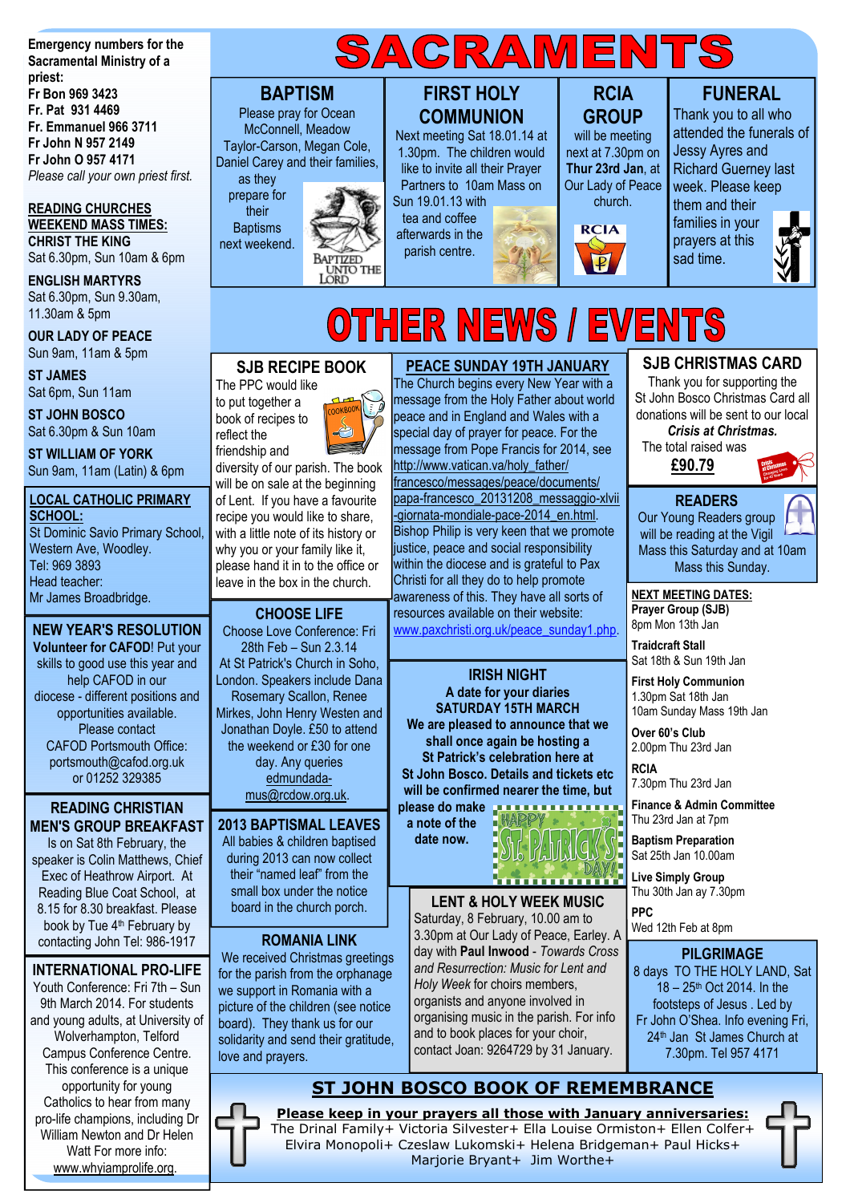**Emergency numbers for the Sacramental Ministry of a priest:**
**Fr Bon 969 3423**
**Fr. Pat 931 4469**
**Fr. Emmanuel 966 3711**
**Fr John N 957 2149**
**Fr John O 957 4171**
*Please call your own priest first.*

**READING CHURCHES WEEKEND MASS TIMES:**

**CHRIST THE KING**
Sat 6.30pm, Sun 10am & 6pm

**ENGLISH MARTYRS**
Sat 6.30pm, Sun 9.30am, 11.30am & 5pm

**OUR LADY OF PEACE**
Sun 9am, 11am & 5pm

**ST JAMES**
Sat 6pm, Sun 11am

**ST JOHN BOSCO**
Sat 6.30pm & Sun 10am

**ST WILLIAM OF YORK**
Sun 9am, 11am (Latin) & 6pm

**LOCAL CATHOLIC PRIMARY SCHOOL:**
St Dominic Savio Primary School, Western Ave, Woodley.
Tel: 969 3893
Head teacher:
Mr James Broadbridge.

## NEW YEAR'S RESOLUTION

**Volunteer for CAFOD**! Put your skills to good use this year and help CAFOD in our diocese - different positions and opportunities available. Please contact CAFOD Portsmouth Office: portsmouth@cafod.org.uk or 01252 329385

## READING CHRISTIAN MEN'S GROUP BREAKFAST

Is on Sat 8th February, the speaker is Colin Matthews, Chief Exec of Heathrow Airport. At Reading Blue Coat School, at 8.15 for 8.30 breakfast. Please book by Tue 4th February by contacting John Tel: 986-1917

## INTERNATIONAL PRO-LIFE

Youth Conference: Fri 7th – Sun 9th March 2014. For students and young adults, at University of Wolverhampton, Telford Campus Conference Centre. This conference is a unique opportunity for young Catholics to hear from many pro-life champions, including Dr William Newton and Dr Helen Watt For more info: www.whyiamprolife.org.

# SACRAMENTS

## BAPTISM

Please pray for Ocean McConnell, Meadow Taylor-Carson, Megan Cole, Daniel Carey and their families, as they prepare for their Baptisms next weekend.

## FIRST HOLY COMMUNION

Next meeting Sat 18.01.14 at 1.30pm. The children would like to invite all their Prayer Partners to 10am Mass on Sun 19.01.13 with tea and coffee afterwards in the parish centre.

## RCIA GROUP

will be meeting next at 7.30pm on **Thur 23rd Jan**, at Our Lady of Peace church.

## FUNERAL

Thank you to all who attended the funerals of Jessy Ayres and Richard Guerney last week. Please keep them and their families in your prayers at this sad time.

# OTHER NEWS / EVENTS

## SJB RECIPE BOOK

The PPC would like to put together a book of recipes to reflect the friendship and diversity of our parish. The book will be on sale at the beginning of Lent. If you have a favourite recipe you would like to share, with a little note of its history or why you or your family like it, please hand it in to the office or leave in the box in the church.

## CHOOSE LIFE

Choose Love Conference: Fri 28th Feb – Sun 2.3.14 At St Patrick's Church in Soho, London. Speakers include Dana Rosemary Scallon, Renee Mirkes, John Henry Westen and Jonathan Doyle. £50 to attend the weekend or £30 for one day. Any queries edmundada-mus@rcdow.org.uk.

## 2013 BAPTISMAL LEAVES

All babies & children baptised during 2013 can now collect their "named leaf" from the small box under the notice board in the church porch.

## ROMANIA LINK

We received Christmas greetings for the parish from the orphanage we support in Romania with a picture of the children (see notice board). They thank us for our solidarity and send their gratitude, love and prayers.

## PEACE SUNDAY 19TH JANUARY

The Church begins every New Year with a message from the Holy Father about world peace and in England and Wales with a special day of prayer for peace. For the message from Pope Francis for 2014, see http://www.vatican.va/holy_father/francesco/messages/peace/documents/papa-francesco_20131208_messaggio-xlvii-giornata-mondiale-pace-2014_en.html. Bishop Philip is very keen that we promote justice, peace and social responsibility within the diocese and is grateful to Pax Christi for all they do to help promote awareness of this. They have all sorts of resources available on their website: www.paxchristi.org.uk/peace_sunday1.php.

## IRISH NIGHT

**A date for your diaries**
**SATURDAY 15TH MARCH**
**We are pleased to announce that we shall once again be hosting a St Patrick's celebration here at St John Bosco. Details and tickets etc will be confirmed nearer the time, but please do make a note of the date now.**

## LENT & HOLY WEEK MUSIC

Saturday, 8 February, 10.00 am to 3.30pm at Our Lady of Peace, Earley. A day with **Paul Inwood** - *Towards Cross and Resurrection: Music for Lent and Holy Week* for choirs members, organists and anyone involved in organising music in the parish. For info and to book places for your choir, contact Joan: 9264729 by 31 January.

## SJB CHRISTMAS CARD

Thank you for supporting the St John Bosco Christmas Card all donations will be sent to our local ***Crisis at Christmas.***
The total raised was
**£90.79**

## READERS

Our Young Readers group will be reading at the Vigil Mass this Saturday and at 10am Mass this Sunday.

**NEXT MEETING DATES:**

**Prayer Group (SJB)**
8pm Mon 13th Jan

**Traidcraft Stall**
Sat 18th & Sun 19th Jan

**First Holy Communion**
1.30pm Sat 18th Jan
10am Sunday Mass 19th Jan

**Over 60's Club**
2.00pm Thu 23rd Jan

**RCIA**
7.30pm Thu 23rd Jan

**Finance & Admin Committee**
Thu 23rd Jan at 7pm

**Baptism Preparation**
Sat 25th Jan 10.00am

**Live Simply Group**
Thu 30th Jan ay 7.30pm

**PPC**
Wed 12th Feb at 8pm

## PILGRIMAGE

8 days TO THE HOLY LAND, Sat 18 – 25th Oct 2014. In the footsteps of Jesus . Led by Fr John O'Shea. Info evening Fri, 24th Jan St James Church at 7.30pm. Tel 957 4171

## ST JOHN BOSCO BOOK OF REMEMBRANCE

**Please keep in your prayers all those with January anniversaries:**
The Drinal Family+ Victoria Silvester+ Ella Louise Ormiston+ Ellen Colfer+ Elvira Monopoli+ Czeslaw Lukomski+ Helena Bridgeman+ Paul Hicks+ Marjorie Bryant+ Jim Worthe+